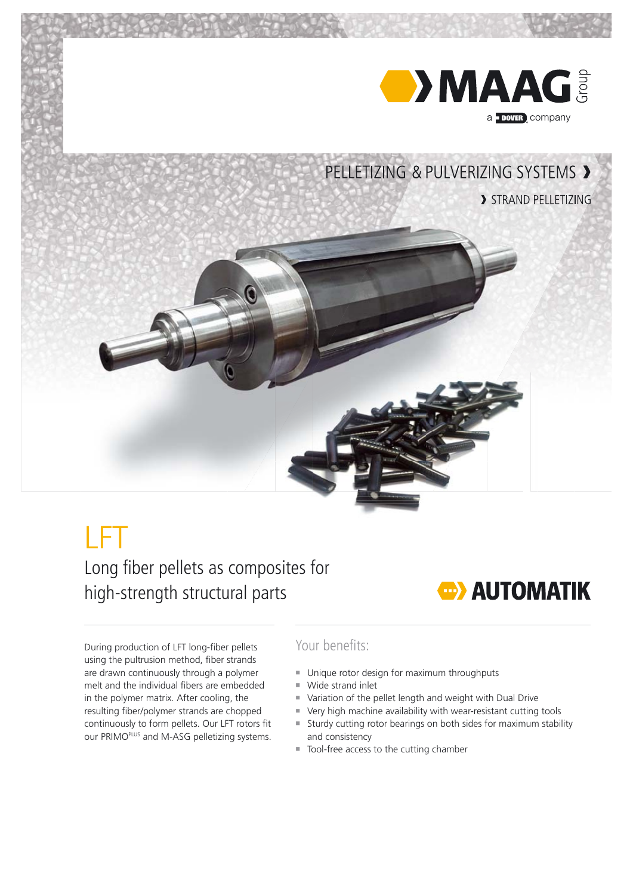MAAG Group

a DOVER company

PELLETIZING & PULVERIZING SYSTEMS ›

› STRAND PELLETIZING

# LFT

## Long fiber pellets as composites for high-strength structural parts

AUTOMATIK

During production of LFT long-fiber pellets using the pultrusion method, fiber strands are drawn continuously through a polymer melt and the individual fibers are embedded in the polymer matrix. After cooling, the resulting fiber/polymer strands are chopped continuously to form pellets. Our LFT rotors fit our PRIMO[PLUS] and M-ASG pelletizing systems.

### Your benefits:

- Unique rotor design for maximum throughputs
- Wide strand inlet
- Variation of the pellet length and weight with Dual Drive
- Very high machine availability with wear-resistant cutting tools
- Sturdy cutting rotor bearings on both sides for maximum stability and consistency
- Tool-free access to the cutting chamber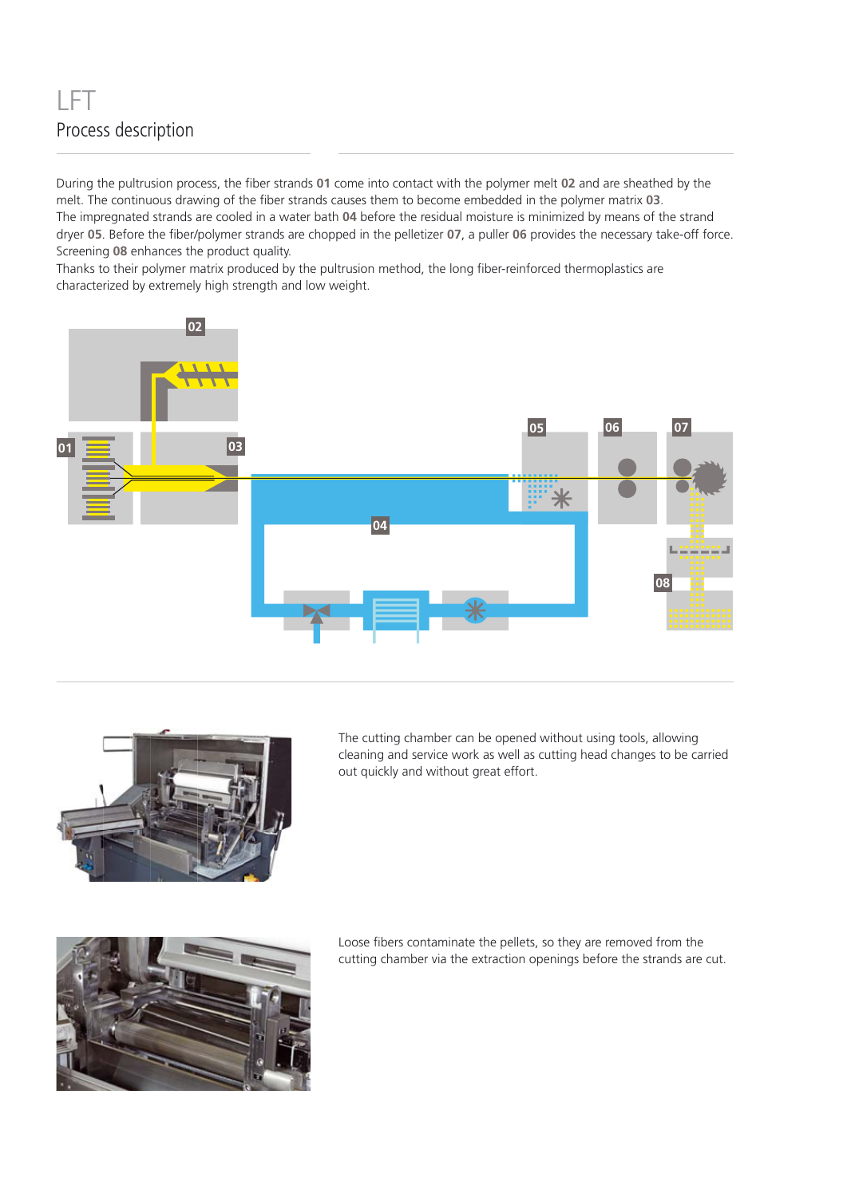# LFT

## Process description

During the pultrusion process, the fiber strands **01** come into contact with the polymer melt **02** and are sheathed by the melt. The continuous drawing of the fiber strands causes them to become embedded in the polymer matrix **03**.
The impregnated strands are cooled in a water bath **04** before the residual moisture is minimized by means of the strand dryer **05**. Before the fiber/polymer strands are chopped in the pelletizer **07**, a puller **06** provides the necessary take-off force. Screening **08** enhances the product quality.
Thanks to their polymer matrix produced by the pultrusion method, the long fiber-reinforced thermoplastics are characterized by extremely high strength and low weight.

The cutting chamber can be opened without using tools, allowing cleaning and service work as well as cutting head changes to be carried out quickly and without great effort.

Loose fibers contaminate the pellets, so they are removed from the cutting chamber via the extraction openings before the strands are cut.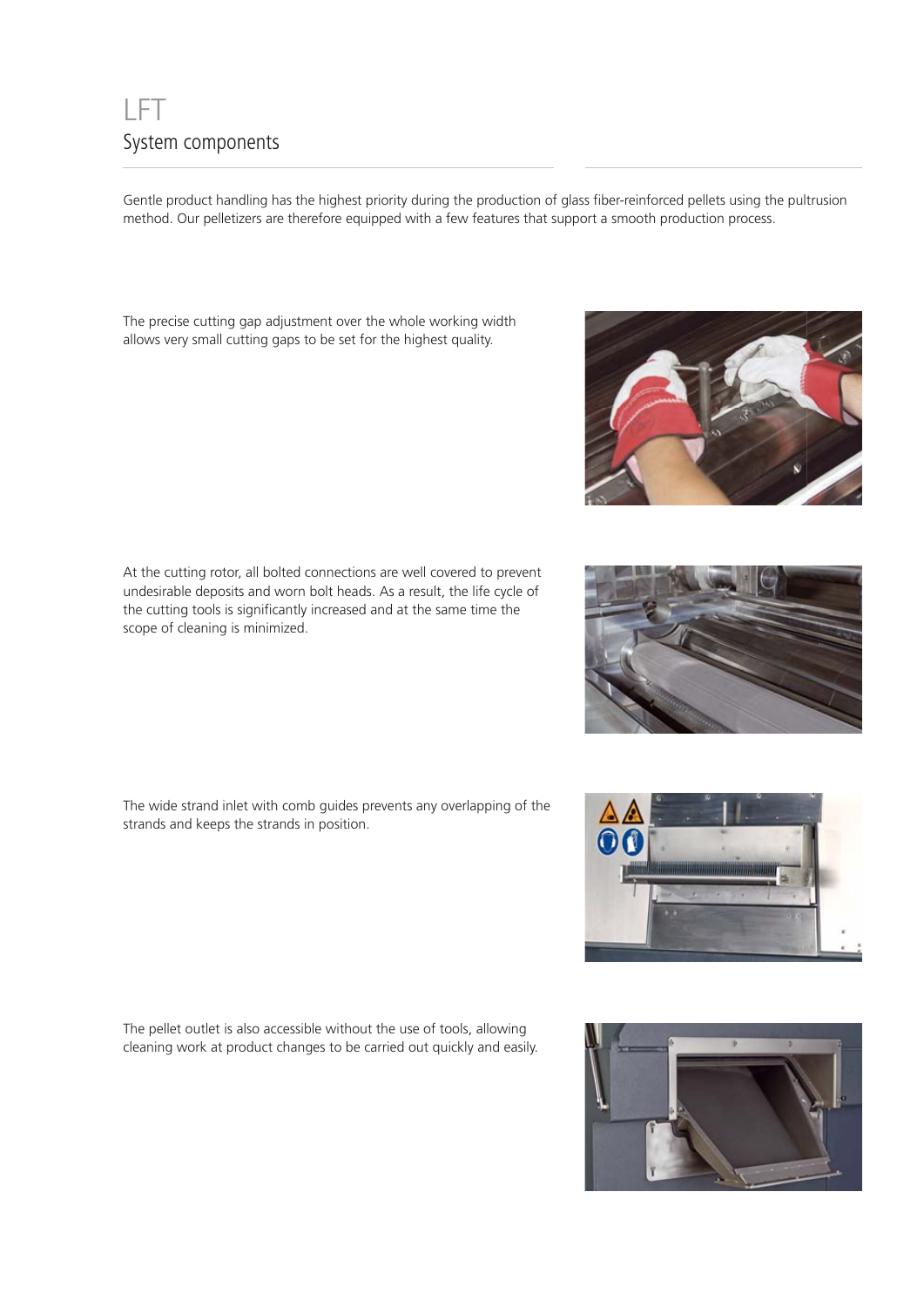# LFT

## System components

Gentle product handling has the highest priority during the production of glass fiber-reinforced pellets using the pultrusion method. Our pelletizers are therefore equipped with a few features that support a smooth production process.

The precise cutting gap adjustment over the whole working width allows very small cutting gaps to be set for the highest quality.

At the cutting rotor, all bolted connections are well covered to prevent undesirable deposits and worn bolt heads. As a result, the life cycle of the cutting tools is significantly increased and at the same time the scope of cleaning is minimized.

The wide strand inlet with comb guides prevents any overlapping of the strands and keeps the strands in position.

The pellet outlet is also accessible without the use of tools, allowing cleaning work at product changes to be carried out quickly and easily.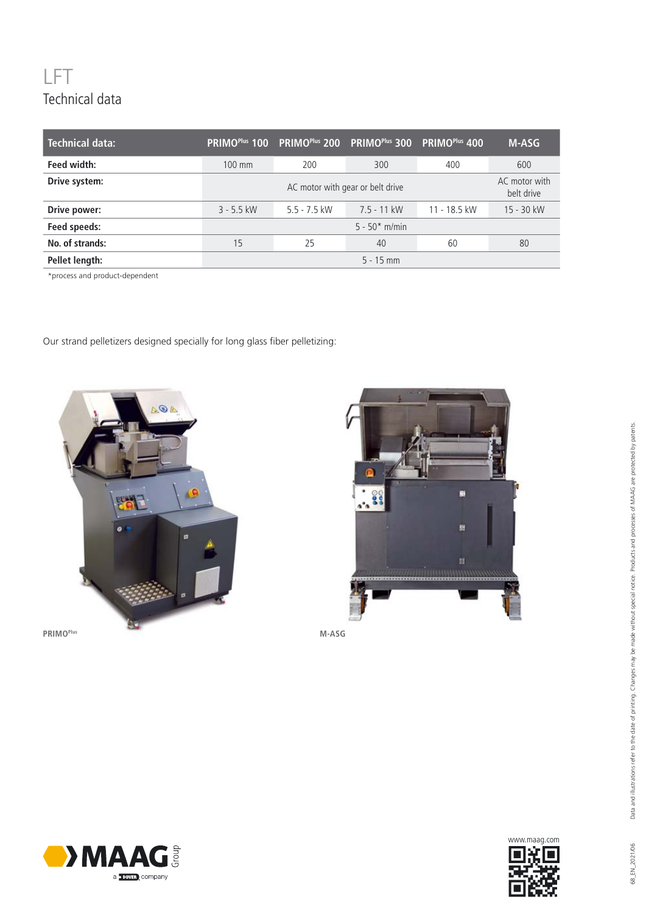# LFT

## Technical data

| Technical data: | PRIMO[Plus] 100 | PRIMO[Plus] 200 | PRIMO[Plus] 300 | PRIMO[Plus] 400 | M-ASG |
|---|---|---|---|---|---|
| **Feed width:** | 100 mm | 200 | 300 | 400 | 600 |
| **Drive system:** | AC motor with gear or belt drive | | | | AC motor with belt drive |
| **Drive power:** | 3 - 5.5 kW | 5.5 - 7.5 kW | 7.5 - 11 kW | 11 - 18.5 kW | 15 - 30 kW |
| **Feed speeds:** | 5 - 50* m/min | | | | |
| **No. of strands:** | 15 | 25 | 40 | 60 | 80 |
| **Pellet length:** | 5 - 15 mm | | | | |

*process and product-dependent

Our strand pelletizers designed specially for long glass fiber pelletizing:

**PRIMO[Plus]**

**M-ASG**

MAAG Group
a DOVER company

www.maag.com

Data and illustrations refer to the date of printing. Changes may be made without special notice. Products and processes of MAAG are protected by patents.

68_EN_2021/06